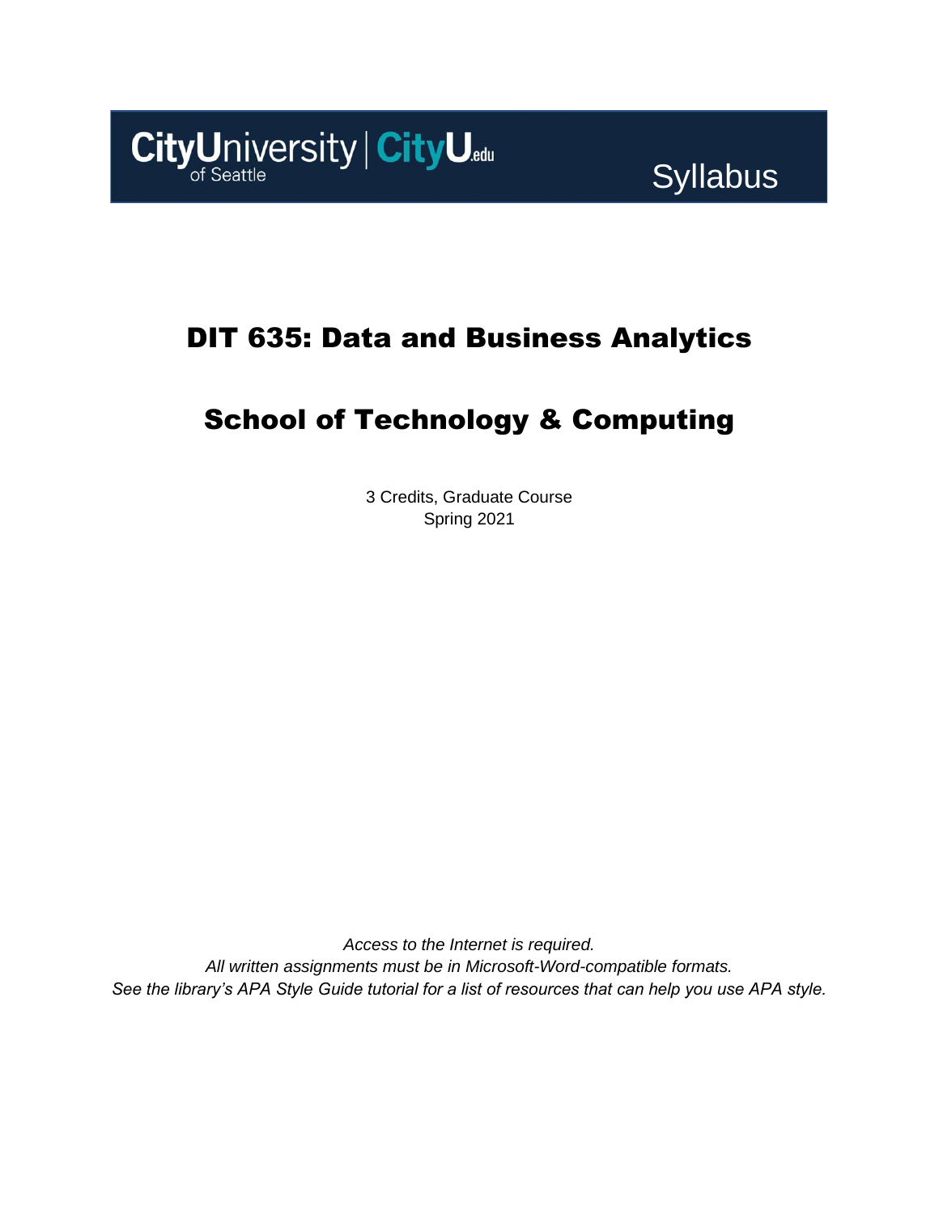CityUniversity of Seattle | CityU.edu

Syllabus

# DIT 635: Data and Business Analytics

# School of Technology & Computing

3 Credits, Graduate Course
Spring 2021

*Access to the Internet is required.*
*All written assignments must be in Microsoft-Word-compatible formats.*
*See the library's APA Style Guide tutorial for a list of resources that can help you use APA style.*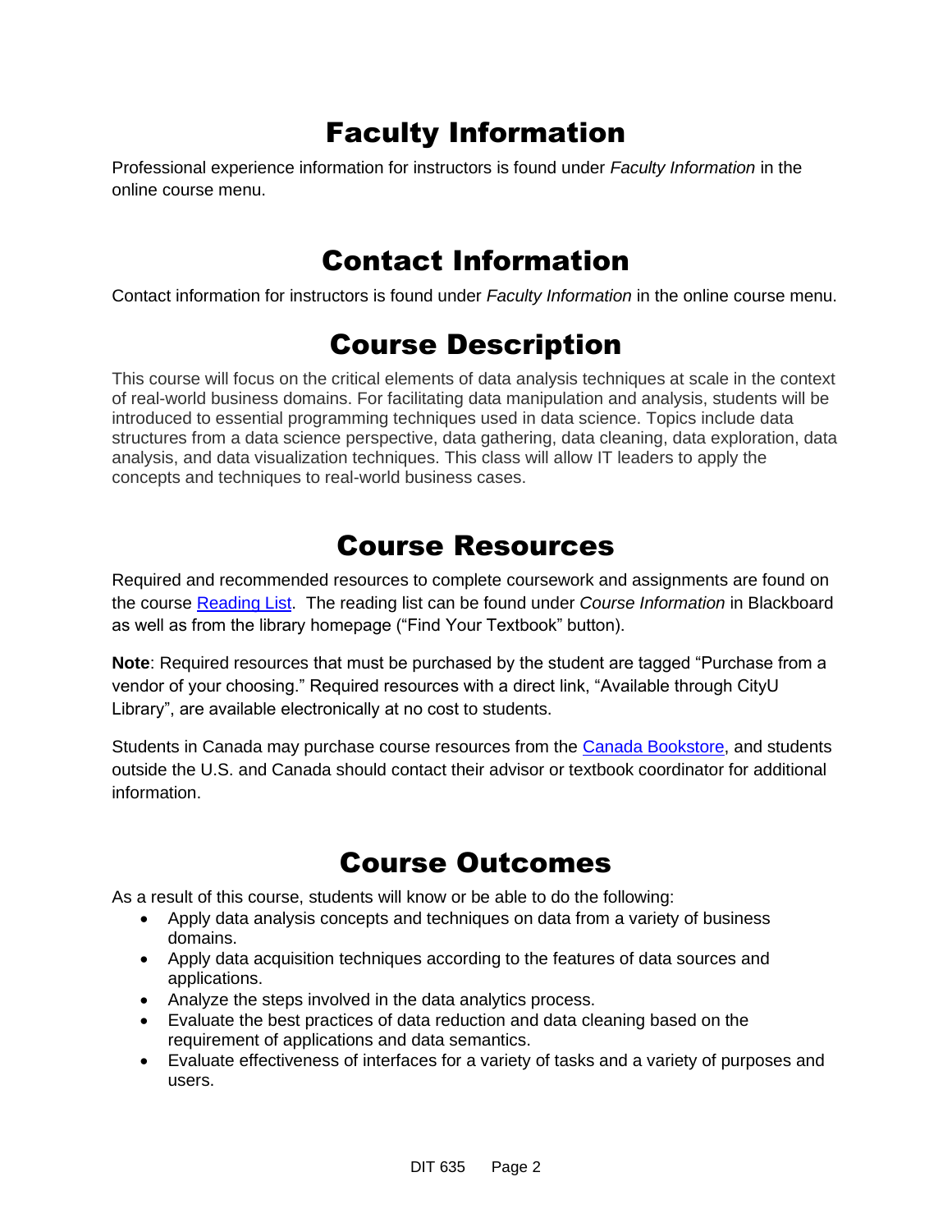# Faculty Information

Professional experience information for instructors is found under *Faculty Information* in the online course menu.

# Contact Information

Contact information for instructors is found under *Faculty Information* in the online course menu.

# Course Description

This course will focus on the critical elements of data analysis techniques at scale in the context of real-world business domains. For facilitating data manipulation and analysis, students will be introduced to essential programming techniques used in data science. Topics include data structures from a data science perspective, data gathering, data cleaning, data exploration, data analysis, and data visualization techniques. This class will allow IT leaders to apply the concepts and techniques to real-world business cases.

# Course Resources

Required and recommended resources to complete coursework and assignments are found on the course Reading List. The reading list can be found under *Course Information* in Blackboard as well as from the library homepage ("Find Your Textbook" button).

**Note**: Required resources that must be purchased by the student are tagged "Purchase from a vendor of your choosing." Required resources with a direct link, "Available through CityU Library", are available electronically at no cost to students.

Students in Canada may purchase course resources from the Canada Bookstore, and students outside the U.S. and Canada should contact their advisor or textbook coordinator for additional information.

# Course Outcomes

As a result of this course, students will know or be able to do the following:

- Apply data analysis concepts and techniques on data from a variety of business domains.
- Apply data acquisition techniques according to the features of data sources and applications.
- Analyze the steps involved in the data analytics process.
- Evaluate the best practices of data reduction and data cleaning based on the requirement of applications and data semantics.
- Evaluate effectiveness of interfaces for a variety of tasks and a variety of purposes and users.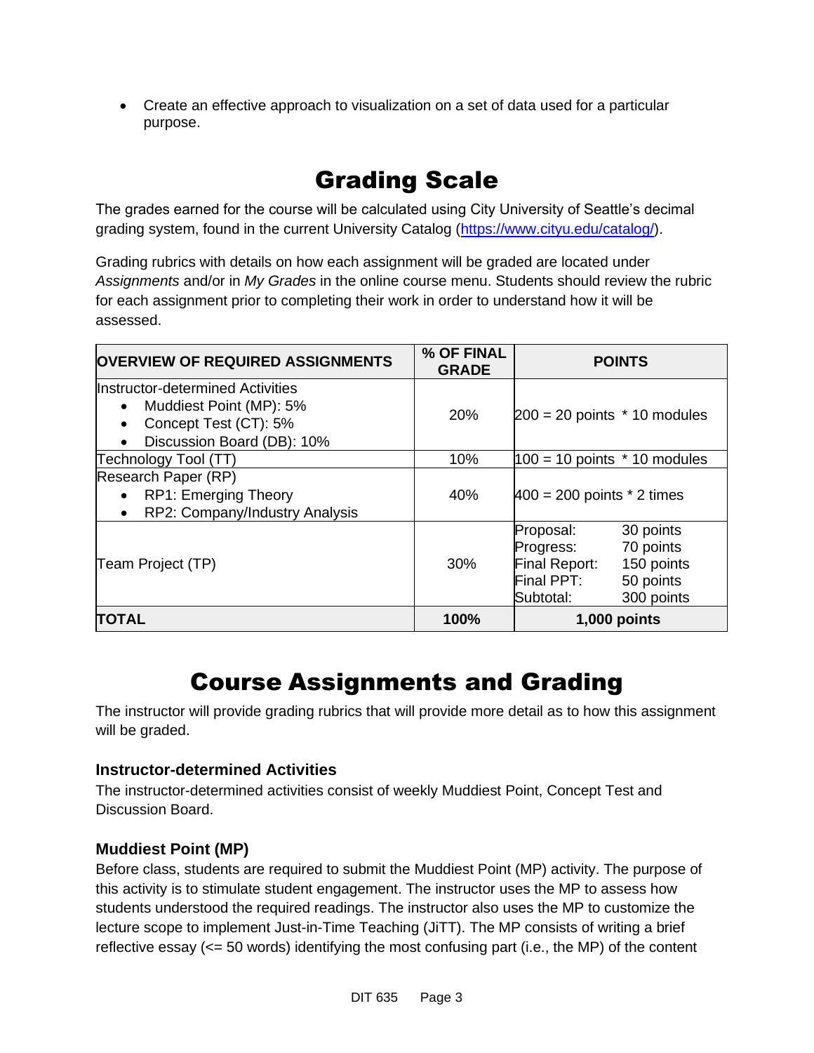- Create an effective approach to visualization on a set of data used for a particular purpose.

# Grading Scale

The grades earned for the course will be calculated using City University of Seattle's decimal grading system, found in the current University Catalog (https://www.cityu.edu/catalog/).

Grading rubrics with details on how each assignment will be graded are located under *Assignments* and/or in *My Grades* in the online course menu. Students should review the rubric for each assignment prior to completing their work in order to understand how it will be assessed.

| OVERVIEW OF REQUIRED ASSIGNMENTS | % OF FINAL GRADE | POINTS |
|---|---|---|
| Instructor-determined Activities<br>• Muddiest Point (MP): 5%<br>• Concept Test (CT): 5%<br>• Discussion Board (DB): 10% | 20% | 200 = 20 points * 10 modules |
| Technology Tool (TT) | 10% | 100 = 10 points * 10 modules |
| Research Paper (RP)<br>• RP1: Emerging Theory<br>• RP2: Company/Industry Analysis | 40% | 400 = 200 points * 2 times |
| Team Project (TP) | 30% | Proposal: 30 points<br>Progress: 70 points<br>Final Report: 150 points<br>Final PPT: 50 points<br>Subtotal: 300 points |
| **TOTAL** | **100%** | **1,000 points** |

# Course Assignments and Grading

The instructor will provide grading rubrics that will provide more detail as to how this assignment will be graded.

### Instructor-determined Activities

The instructor-determined activities consist of weekly Muddiest Point, Concept Test and Discussion Board.

### Muddiest Point (MP)

Before class, students are required to submit the Muddiest Point (MP) activity. The purpose of this activity is to stimulate student engagement. The instructor uses the MP to assess how students understood the required readings. The instructor also uses the MP to customize the lecture scope to implement Just-in-Time Teaching (JiTT). The MP consists of writing a brief reflective essay (<= 50 words) identifying the most confusing part (i.e., the MP) of the content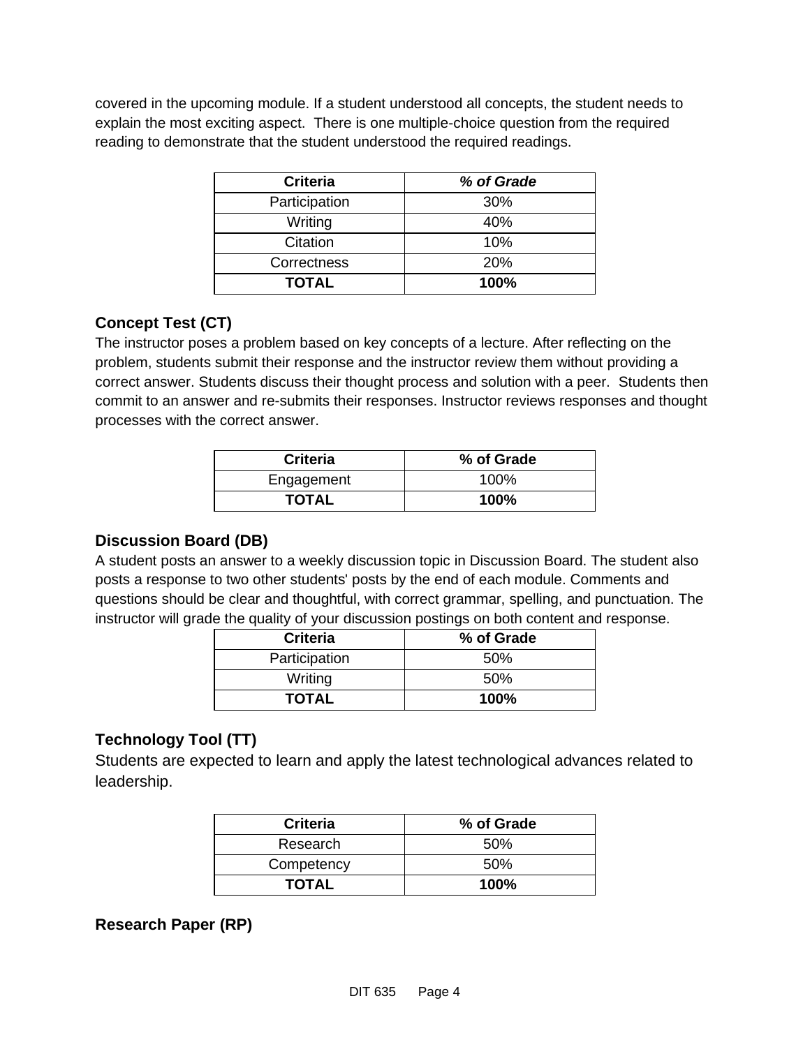covered in the upcoming module. If a student understood all concepts, the student needs to explain the most exciting aspect. There is one multiple-choice question from the required reading to demonstrate that the student understood the required readings.

| Criteria | *% of Grade* |
|---|---|
| Participation | 30% |
| Writing | 40% |
| Citation | 10% |
| Correctness | 20% |
| **TOTAL** | **100%** |

### Concept Test (CT)

The instructor poses a problem based on key concepts of a lecture. After reflecting on the problem, students submit their response and the instructor review them without providing a correct answer. Students discuss their thought process and solution with a peer. Students then commit to an answer and re-submits their responses. Instructor reviews responses and thought processes with the correct answer.

| Criteria | % of Grade |
|---|---|
| Engagement | 100% |
| **TOTAL** | **100%** |

### Discussion Board (DB)

A student posts an answer to a weekly discussion topic in Discussion Board. The student also posts a response to two other students' posts by the end of each module. Comments and questions should be clear and thoughtful, with correct grammar, spelling, and punctuation. The instructor will grade the quality of your discussion postings on both content and response.

| Criteria | % of Grade |
|---|---|
| Participation | 50% |
| Writing | 50% |
| **TOTAL** | **100%** |

### Technology Tool (TT)

Students are expected to learn and apply the latest technological advances related to leadership.

| Criteria | % of Grade |
|---|---|
| Research | 50% |
| Competency | 50% |
| **TOTAL** | **100%** |

### Research Paper (RP)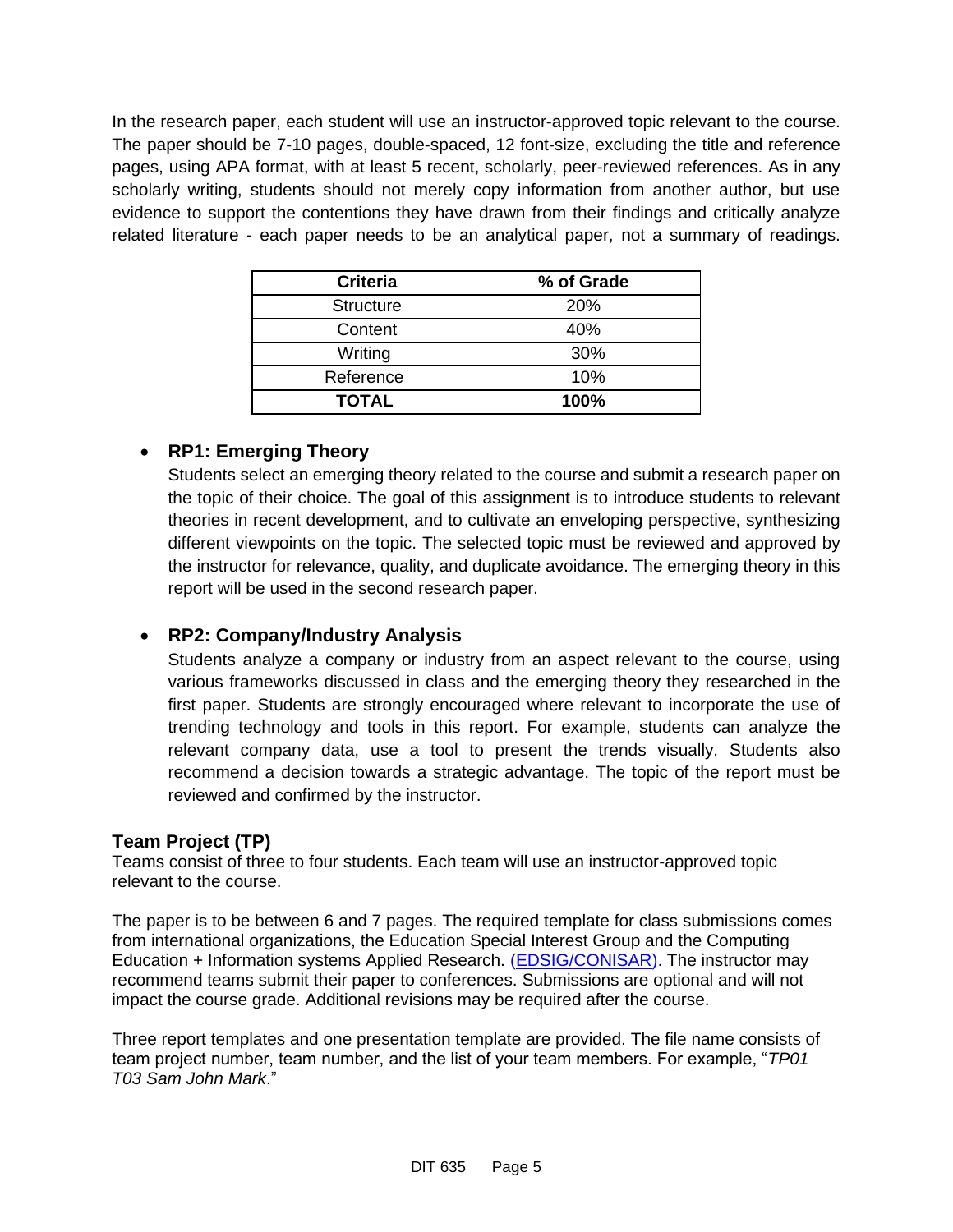In the research paper, each student will use an instructor-approved topic relevant to the course. The paper should be 7-10 pages, double-spaced, 12 font-size, excluding the title and reference pages, using APA format, with at least 5 recent, scholarly, peer-reviewed references. As in any scholarly writing, students should not merely copy information from another author, but use evidence to support the contentions they have drawn from their findings and critically analyze related literature - each paper needs to be an analytical paper, not a summary of readings.

| Criteria | % of Grade |
|---|---|
| Structure | 20% |
| Content | 40% |
| Writing | 30% |
| Reference | 10% |
| **TOTAL** | **100%** |

- **RP1: Emerging Theory**
  Students select an emerging theory related to the course and submit a research paper on the topic of their choice. The goal of this assignment is to introduce students to relevant theories in recent development, and to cultivate an enveloping perspective, synthesizing different viewpoints on the topic. The selected topic must be reviewed and approved by the instructor for relevance, quality, and duplicate avoidance. The emerging theory in this report will be used in the second research paper.

- **RP2: Company/Industry Analysis**
  Students analyze a company or industry from an aspect relevant to the course, using various frameworks discussed in class and the emerging theory they researched in the first paper. Students are strongly encouraged where relevant to incorporate the use of trending technology and tools in this report. For example, students can analyze the relevant company data, use a tool to present the trends visually. Students also recommend a decision towards a strategic advantage. The topic of the report must be reviewed and confirmed by the instructor.

### Team Project (TP)

Teams consist of three to four students. Each team will use an instructor-approved topic relevant to the course.

The paper is to be between 6 and 7 pages. The required template for class submissions comes from international organizations, the Education Special Interest Group and the Computing Education + Information systems Applied Research. (EDSIG/CONISAR). The instructor may recommend teams submit their paper to conferences. Submissions are optional and will not impact the course grade. Additional revisions may be required after the course.

Three report templates and one presentation template are provided. The file name consists of team project number, team number, and the list of your team members. For example, "*TP01 T03 Sam John Mark*."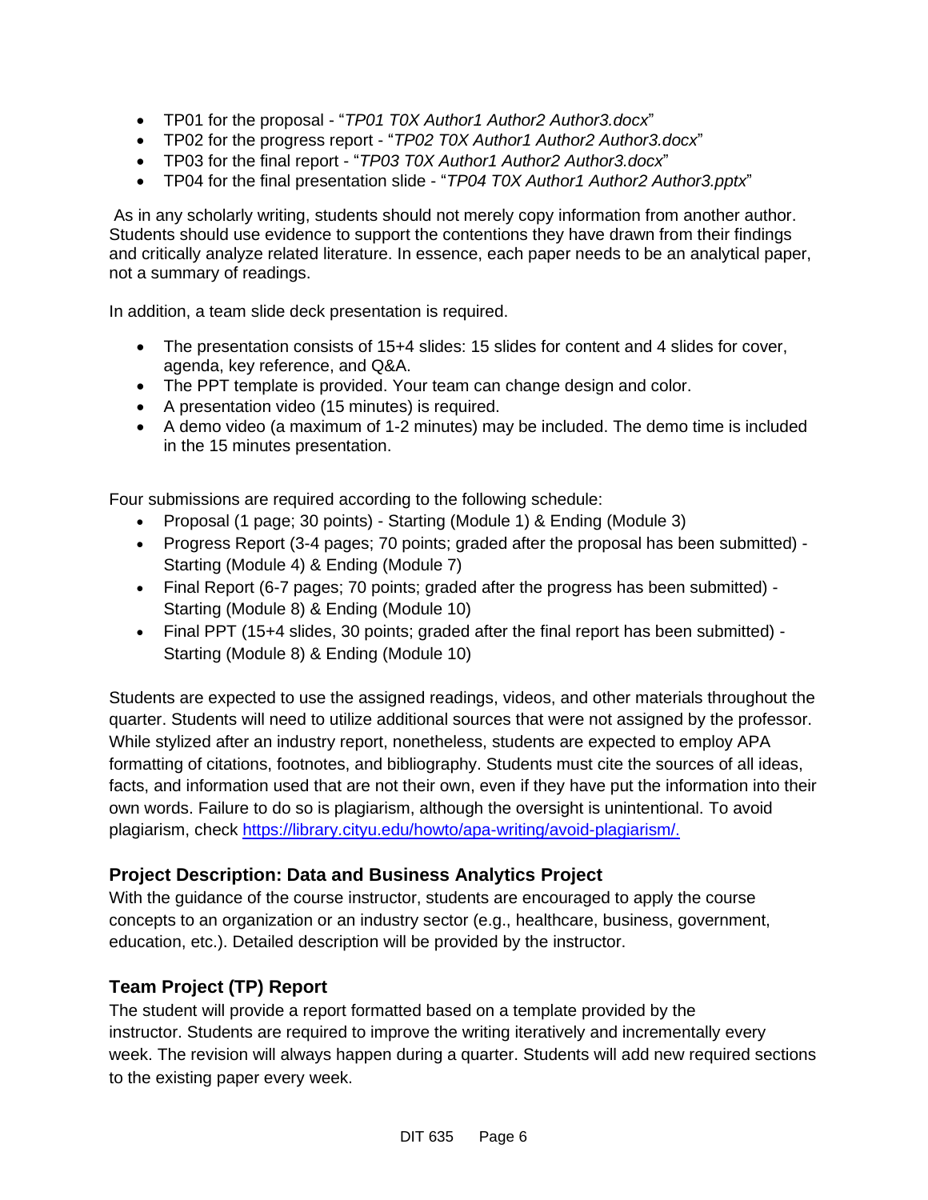- TP01 for the proposal - "*TP01 T0X Author1 Author2 Author3.docx*"
- TP02 for the progress report - "*TP02 T0X Author1 Author2 Author3.docx*"
- TP03 for the final report - "*TP03 T0X Author1 Author2 Author3.docx*"
- TP04 for the final presentation slide - "*TP04 T0X Author1 Author2 Author3.pptx*"

As in any scholarly writing, students should not merely copy information from another author. Students should use evidence to support the contentions they have drawn from their findings and critically analyze related literature. In essence, each paper needs to be an analytical paper, not a summary of readings.

In addition, a team slide deck presentation is required.

- The presentation consists of 15+4 slides: 15 slides for content and 4 slides for cover, agenda, key reference, and Q&A.
- The PPT template is provided. Your team can change design and color.
- A presentation video (15 minutes) is required.
- A demo video (a maximum of 1-2 minutes) may be included. The demo time is included in the 15 minutes presentation.

Four submissions are required according to the following schedule:

- Proposal (1 page; 30 points) - Starting (Module 1) & Ending (Module 3)
- Progress Report (3-4 pages; 70 points; graded after the proposal has been submitted) - Starting (Module 4) & Ending (Module 7)
- Final Report (6-7 pages; 70 points; graded after the progress has been submitted) - Starting (Module 8) & Ending (Module 10)
- Final PPT (15+4 slides, 30 points; graded after the final report has been submitted) - Starting (Module 8) & Ending (Module 10)

Students are expected to use the assigned readings, videos, and other materials throughout the quarter. Students will need to utilize additional sources that were not assigned by the professor. While stylized after an industry report, nonetheless, students are expected to employ APA formatting of citations, footnotes, and bibliography. Students must cite the sources of all ideas, facts, and information used that are not their own, even if they have put the information into their own words. Failure to do so is plagiarism, although the oversight is unintentional. To avoid plagiarism, check https://library.cityu.edu/howto/apa-writing/avoid-plagiarism/.

### Project Description: Data and Business Analytics Project

With the guidance of the course instructor, students are encouraged to apply the course concepts to an organization or an industry sector (e.g., healthcare, business, government, education, etc.). Detailed description will be provided by the instructor.

### Team Project (TP) Report

The student will provide a report formatted based on a template provided by the instructor. Students are required to improve the writing iteratively and incrementally every week. The revision will always happen during a quarter. Students will add new required sections to the existing paper every week.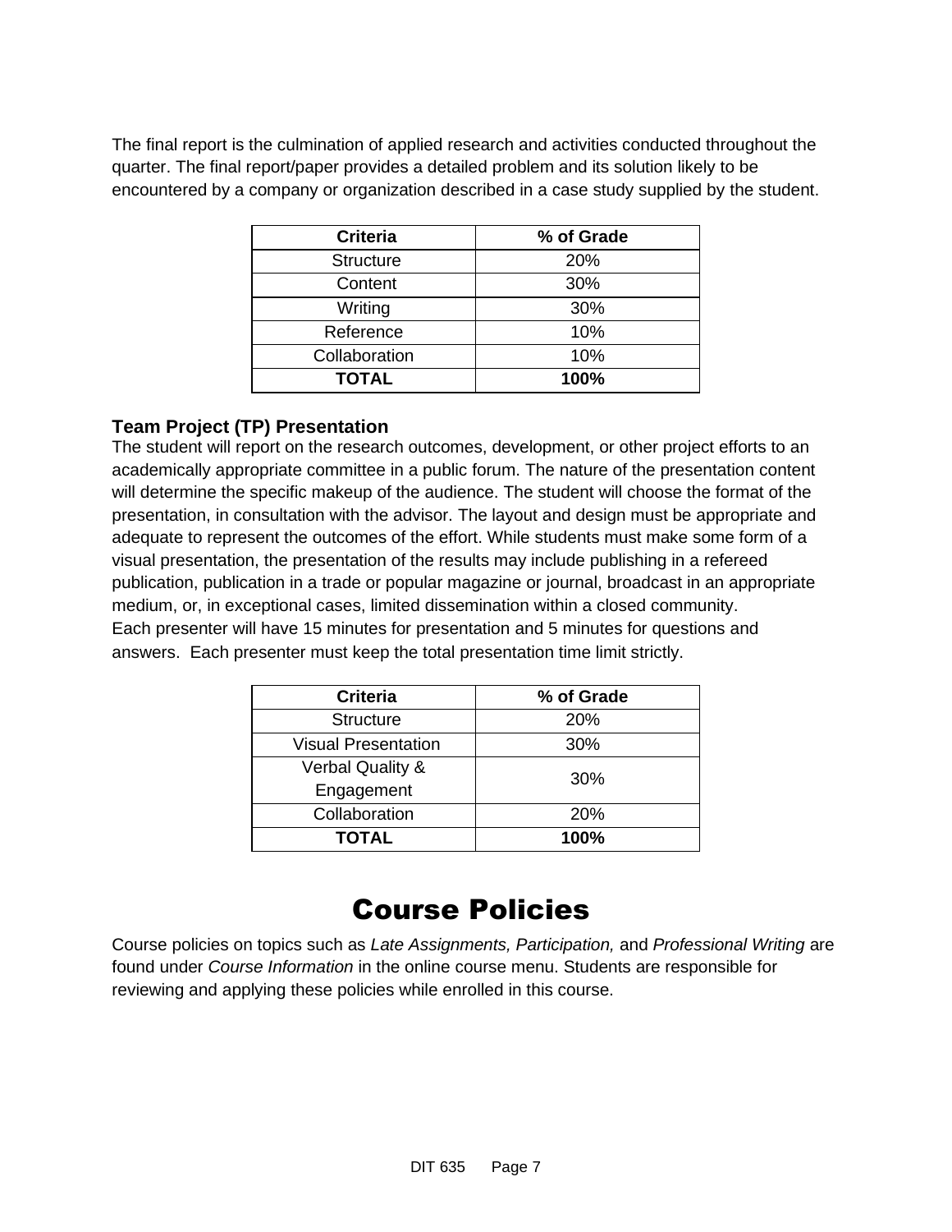The final report is the culmination of applied research and activities conducted throughout the quarter. The final report/paper provides a detailed problem and its solution likely to be encountered by a company or organization described in a case study supplied by the student.

| Criteria | % of Grade |
| --- | --- |
| Structure | 20% |
| Content | 30% |
| Writing | 30% |
| Reference | 10% |
| Collaboration | 10% |
| **TOTAL** | **100%** |

### Team Project (TP) Presentation

The student will report on the research outcomes, development, or other project efforts to an academically appropriate committee in a public forum. The nature of the presentation content will determine the specific makeup of the audience. The student will choose the format of the presentation, in consultation with the advisor. The layout and design must be appropriate and adequate to represent the outcomes of the effort. While students must make some form of a visual presentation, the presentation of the results may include publishing in a refereed publication, publication in a trade or popular magazine or journal, broadcast in an appropriate medium, or, in exceptional cases, limited dissemination within a closed community.
Each presenter will have 15 minutes for presentation and 5 minutes for questions and answers. Each presenter must keep the total presentation time limit strictly.

| Criteria | % of Grade |
| --- | --- |
| Structure | 20% |
| Visual Presentation | 30% |
| Verbal Quality & Engagement | 30% |
| Collaboration | 20% |
| **TOTAL** | **100%** |

# Course Policies

Course policies on topics such as *Late Assignments, Participation,* and *Professional Writing* are found under *Course Information* in the online course menu. Students are responsible for reviewing and applying these policies while enrolled in this course.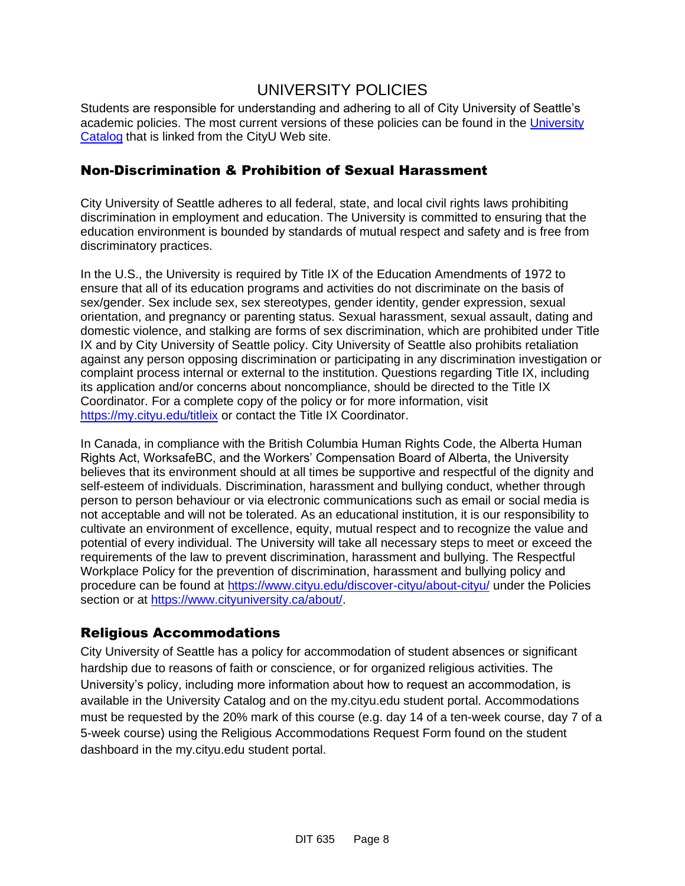# UNIVERSITY POLICIES

Students are responsible for understanding and adhering to all of City University of Seattle's academic policies. The most current versions of these policies can be found in the [University Catalog](University Catalog) that is linked from the CityU Web site.

## Non-Discrimination & Prohibition of Sexual Harassment

City University of Seattle adheres to all federal, state, and local civil rights laws prohibiting discrimination in employment and education. The University is committed to ensuring that the education environment is bounded by standards of mutual respect and safety and is free from discriminatory practices.

In the U.S., the University is required by Title IX of the Education Amendments of 1972 to ensure that all of its education programs and activities do not discriminate on the basis of sex/gender. Sex include sex, sex stereotypes, gender identity, gender expression, sexual orientation, and pregnancy or parenting status. Sexual harassment, sexual assault, dating and domestic violence, and stalking are forms of sex discrimination, which are prohibited under Title IX and by City University of Seattle policy. City University of Seattle also prohibits retaliation against any person opposing discrimination or participating in any discrimination investigation or complaint process internal or external to the institution. Questions regarding Title IX, including its application and/or concerns about noncompliance, should be directed to the Title IX Coordinator. For a complete copy of the policy or for more information, visit https://my.cityu.edu/titleix or contact the Title IX Coordinator.

In Canada, in compliance with the British Columbia Human Rights Code, the Alberta Human Rights Act, WorksafeBC, and the Workers' Compensation Board of Alberta, the University believes that its environment should at all times be supportive and respectful of the dignity and self-esteem of individuals. Discrimination, harassment and bullying conduct, whether through person to person behaviour or via electronic communications such as email or social media is not acceptable and will not be tolerated. As an educational institution, it is our responsibility to cultivate an environment of excellence, equity, mutual respect and to recognize the value and potential of every individual. The University will take all necessary steps to meet or exceed the requirements of the law to prevent discrimination, harassment and bullying. The Respectful Workplace Policy for the prevention of discrimination, harassment and bullying policy and procedure can be found at https://www.cityu.edu/discover-cityu/about-cityu/ under the Policies section or at https://www.cityuniversity.ca/about/.

## Religious Accommodations

City University of Seattle has a policy for accommodation of student absences or significant hardship due to reasons of faith or conscience, or for organized religious activities. The University's policy, including more information about how to request an accommodation, is available in the University Catalog and on the my.cityu.edu student portal. Accommodations must be requested by the 20% mark of this course (e.g. day 14 of a ten-week course, day 7 of a 5-week course) using the Religious Accommodations Request Form found on the student dashboard in the my.cityu.edu student portal.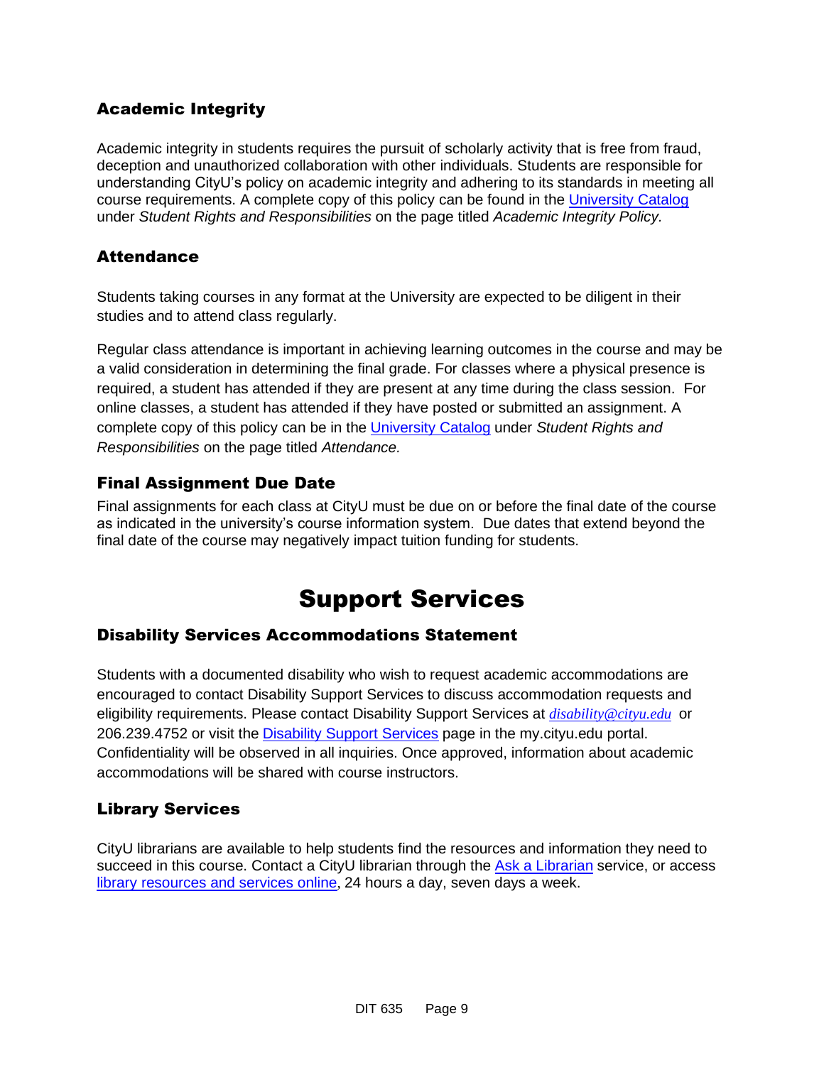### Academic Integrity

Academic integrity in students requires the pursuit of scholarly activity that is free from fraud, deception and unauthorized collaboration with other individuals. Students are responsible for understanding CityU's policy on academic integrity and adhering to its standards in meeting all course requirements. A complete copy of this policy can be found in the University Catalog under *Student Rights and Responsibilities* on the page titled *Academic Integrity Policy.*

### Attendance

Students taking courses in any format at the University are expected to be diligent in their studies and to attend class regularly.

Regular class attendance is important in achieving learning outcomes in the course and may be a valid consideration in determining the final grade. For classes where a physical presence is required, a student has attended if they are present at any time during the class session. For online classes, a student has attended if they have posted or submitted an assignment. A complete copy of this policy can be in the University Catalog under *Student Rights and Responsibilities* on the page titled *Attendance.*

### Final Assignment Due Date

Final assignments for each class at CityU must be due on or before the final date of the course as indicated in the university's course information system. Due dates that extend beyond the final date of the course may negatively impact tuition funding for students.

## Support Services

### Disability Services Accommodations Statement

Students with a documented disability who wish to request academic accommodations are encouraged to contact Disability Support Services to discuss accommodation requests and eligibility requirements. Please contact Disability Support Services at *disability@cityu.edu* or 206.239.4752 or visit the Disability Support Services page in the my.cityu.edu portal. Confidentiality will be observed in all inquiries. Once approved, information about academic accommodations will be shared with course instructors.

### Library Services

CityU librarians are available to help students find the resources and information they need to succeed in this course. Contact a CityU librarian through the Ask a Librarian service, or access library resources and services online, 24 hours a day, seven days a week.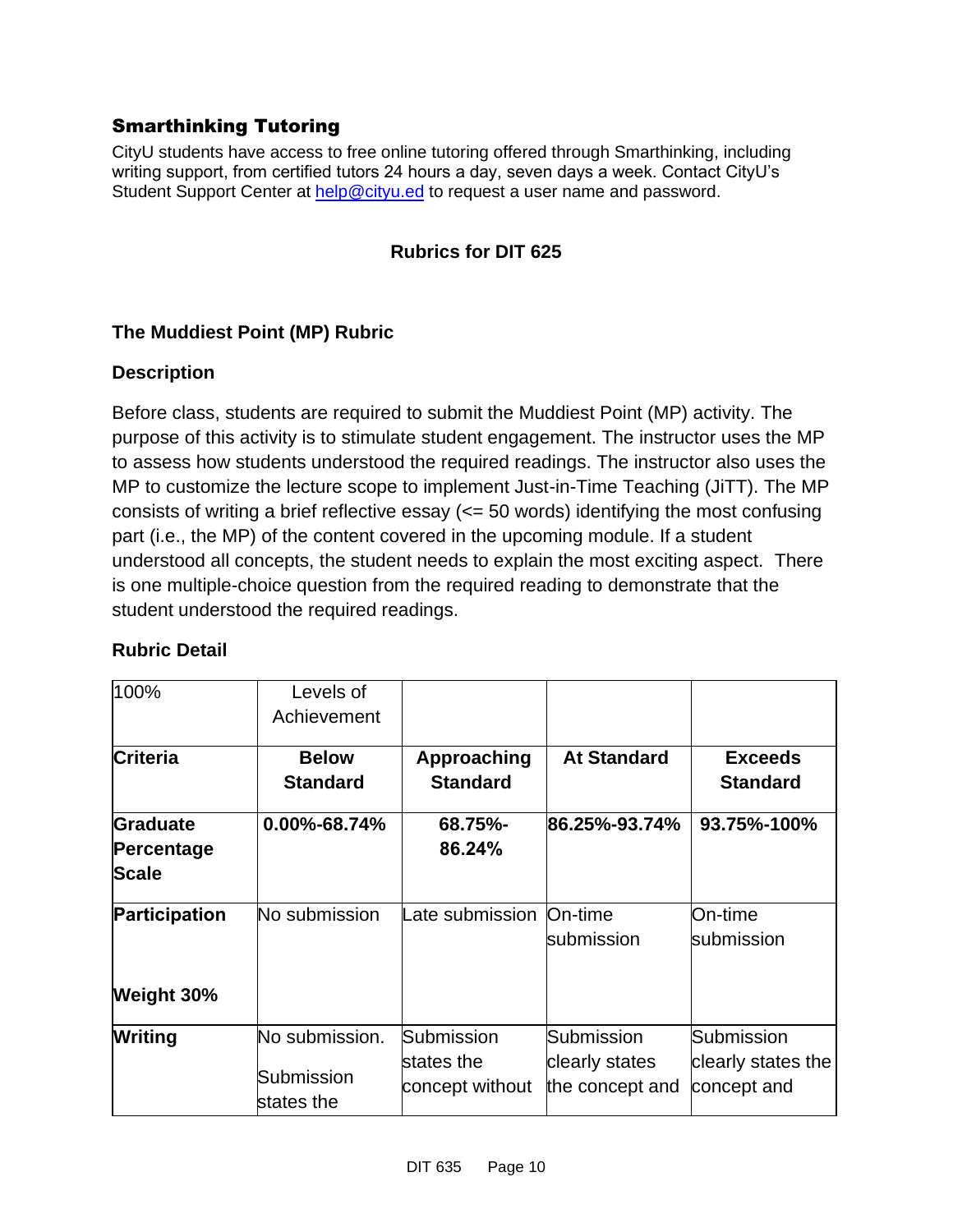## Smarthinking Tutoring

CityU students have access to free online tutoring offered through Smarthinking, including writing support, from certified tutors 24 hours a day, seven days a week. Contact CityU's Student Support Center at help@cityu.ed to request a user name and password.

## Rubrics for DIT 625

### The Muddiest Point (MP) Rubric

#### Description

Before class, students are required to submit the Muddiest Point (MP) activity. The purpose of this activity is to stimulate student engagement. The instructor uses the MP to assess how students understood the required readings. The instructor also uses the MP to customize the lecture scope to implement Just-in-Time Teaching (JiTT). The MP consists of writing a brief reflective essay (<= 50 words) identifying the most confusing part (i.e., the MP) of the content covered in the upcoming module. If a student understood all concepts, the student needs to explain the most exciting aspect. There is one multiple-choice question from the required reading to demonstrate that the student understood the required readings.

#### Rubric Detail

| 100% | Levels of Achievement | | | |
|---|---|---|---|---|
| **Criteria** | **Below Standard** | **Approaching Standard** | **At Standard** | **Exceeds Standard** |
| **Graduate Percentage Scale** | **0.00%-68.74%** | **68.75%-86.24%** | **86.25%-93.74%** | **93.75%-100%** |
| **Participation**<br><br>**Weight 30%** | No submission | Late submission | On-time submission | On-time submission |
| **Writing** | No submission.<br>Submission states the | Submission states the concept without | Submission clearly states the concept and | Submission clearly states the concept and |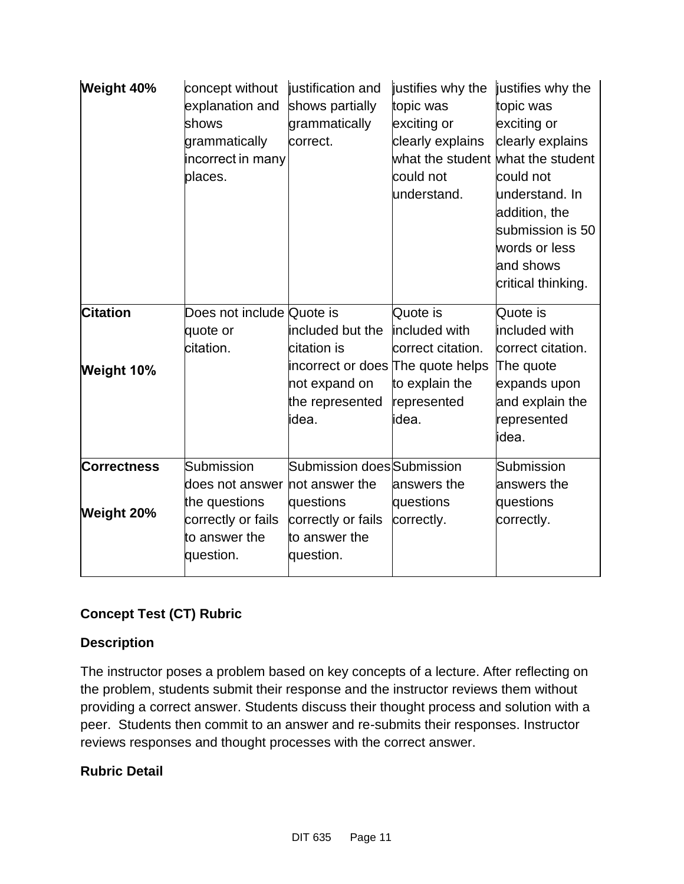| | | | | |
|---|---|---|---|---|
| **Weight 40%** | concept without explanation and shows grammatically incorrect in many places. | justification and shows partially grammatically correct. | justifies why the topic was exciting or clearly explains what the student could not understand. | justifies why the topic was exciting or clearly explains what the student could not understand. In addition, the submission is 50 words or less and shows critical thinking. |
| **Citation**<br><br>**Weight 10%** | Does not include quote or citation. | Quote is included but the citation is incorrect or does not expand on the represented idea. | Quote is included with correct citation. The quote helps to explain the represented idea. | Quote is included with correct citation. The quote expands upon and explain the represented idea. |
| **Correctness**<br><br>**Weight 20%** | Submission does not answer the questions correctly or fails to answer the question. | Submission does not answer the questions correctly or fails to answer the question. | Submission answers the questions correctly. | Submission answers the questions correctly. |

**Concept Test (CT) Rubric**

**Description**

The instructor poses a problem based on key concepts of a lecture. After reflecting on the problem, students submit their response and the instructor reviews them without providing a correct answer. Students discuss their thought process and solution with a peer. Students then commit to an answer and re-submits their responses. Instructor reviews responses and thought processes with the correct answer.

**Rubric Detail**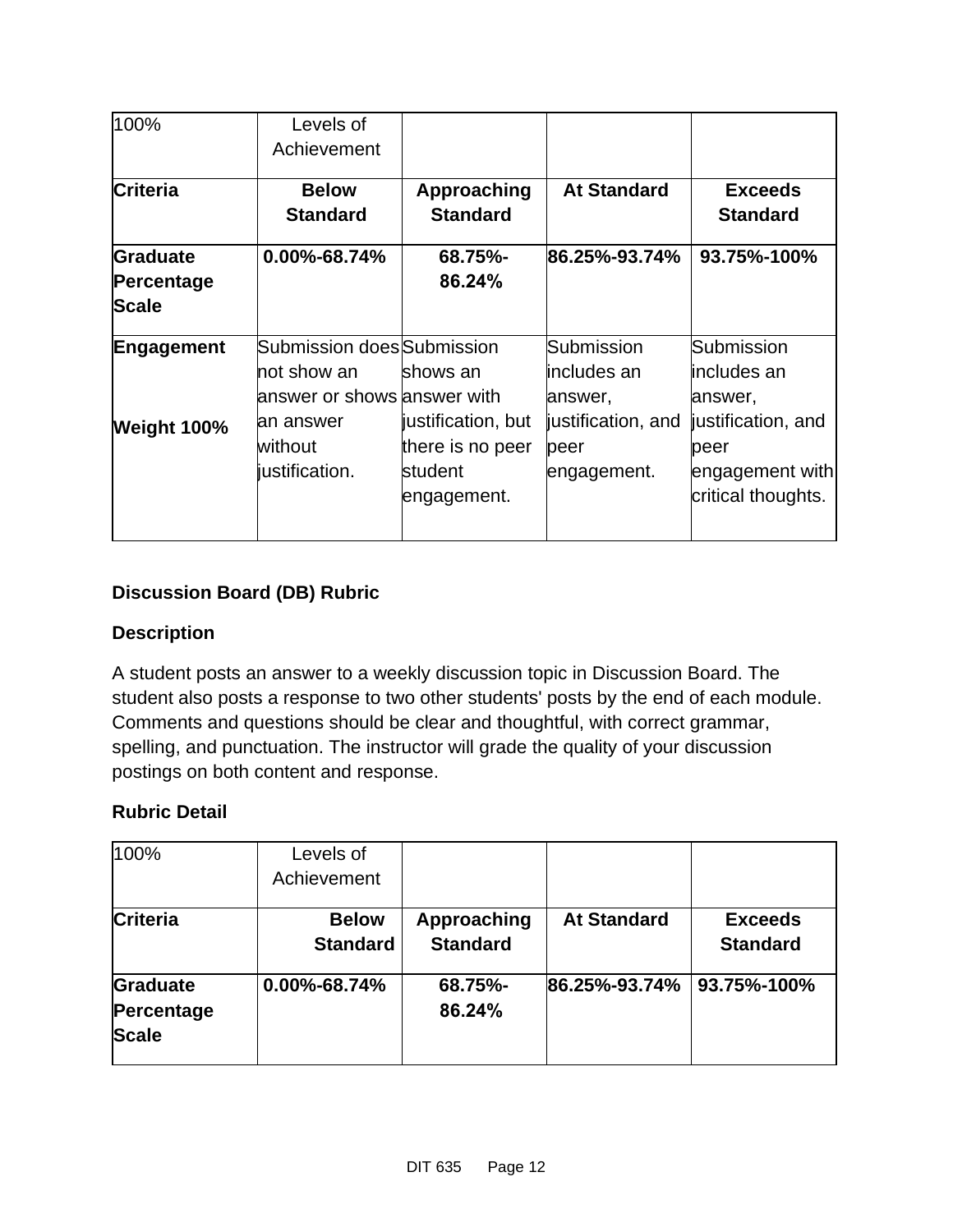| 100% | Levels of Achievement | | | |
|---|---|---|---|---|
| **Criteria** | **Below Standard** | **Approaching Standard** | **At Standard** | **Exceeds Standard** |
| **Graduate Percentage Scale** | **0.00%-68.74%** | **68.75%-86.24%** | **86.25%-93.74%** | **93.75%-100%** |
| **Engagement**<br><br>**Weight 100%** | Submission does not show an answer or shows an answer without justification. | Submission shows an answer with justification, but there is no peer student engagement. | Submission includes an answer, justification, and peer engagement. | Submission includes an answer, justification, and peer engagement with critical thoughts. |

**Discussion Board (DB) Rubric**

**Description**

A student posts an answer to a weekly discussion topic in Discussion Board. The student also posts a response to two other students' posts by the end of each module. Comments and questions should be clear and thoughtful, with correct grammar, spelling, and punctuation. The instructor will grade the quality of your discussion postings on both content and response.

**Rubric Detail**

| 100% | Levels of Achievement | | | |
|---|---|---|---|---|
| **Criteria** | **Below Standard** | **Approaching Standard** | **At Standard** | **Exceeds Standard** |
| **Graduate Percentage Scale** | **0.00%-68.74%** | **68.75%-86.24%** | **86.25%-93.74%** | **93.75%-100%** |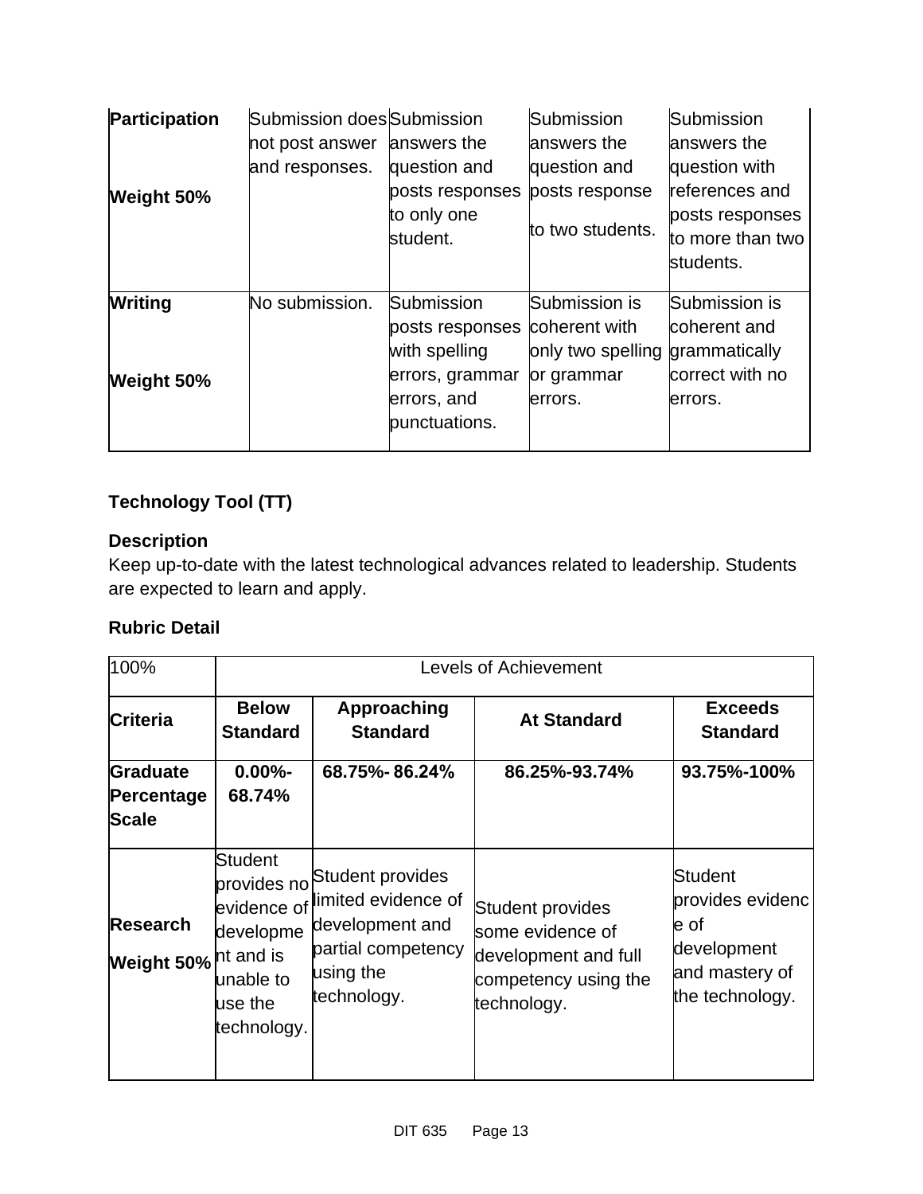| **Participation**<br><br>**Weight 50%** | Submission does not post answer and responses. | Submission answers the question and posts responses to only one student. | Submission answers the question and posts response to two students. | Submission answers the question with references and posts responses to more than two students. |
|---|---|---|---|---|
| **Writing**<br><br>**Weight 50%** | No submission. | Submission posts responses with spelling errors, grammar errors, and punctuations. | Submission is coherent with only two spelling or grammar errors. | Submission is coherent and grammatically correct with no errors. |

**Technology Tool (TT)**

**Description**

Keep up-to-date with the latest technological advances related to leadership. Students are expected to learn and apply.

**Rubric Detail**

| 100% | Levels of Achievement | | | |
|---|---|---|---|---|
| **Criteria** | **Below Standard** | **Approaching Standard** | **At Standard** | **Exceeds Standard** |
| **Graduate Percentage Scale** | **0.00%-68.74%** | **68.75%- 86.24%** | **86.25%-93.74%** | **93.75%-100%** |
| **Research**<br><br>**Weight 50%** | Student provides no evidence of development and is unable to use the technology. | Student provides limited evidence of development and partial competency using the technology. | Student provides some evidence of development and full competency using the technology. | Student provides evidence of development and mastery of the technology. |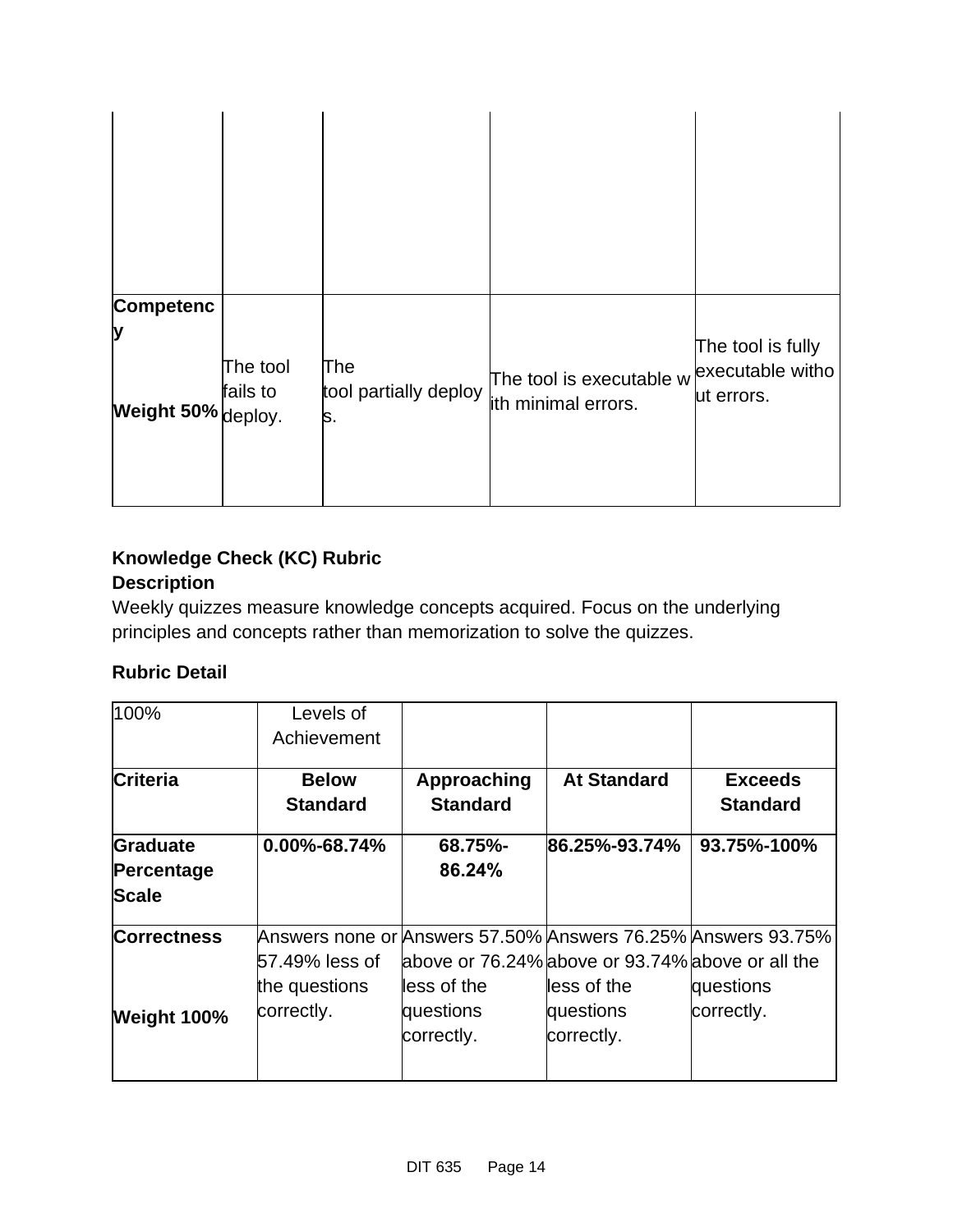| | | | | |
|---|---|---|---|---|
| | | | | |
| **Competency**<br><br>**Weight 50%** | The tool fails to deploy. | The tool partially deploys. | The tool is executable with minimal errors. | The tool is fully executable without errors. |

**Knowledge Check (KC) Rubric**

**Description**

Weekly quizzes measure knowledge concepts acquired. Focus on the underlying principles and concepts rather than memorization to solve the quizzes.

**Rubric Detail**

| 100% | Levels of Achievement | | | |
|---|---|---|---|---|
| **Criteria** | **Below Standard** | **Approaching Standard** | **At Standard** | **Exceeds Standard** |
| **Graduate Percentage Scale** | **0.00%-68.74%** | **68.75%-86.24%** | **86.25%-93.74%** | **93.75%-100%** |
| **Correctness**<br><br>**Weight 100%** | Answers none or 57.49% less of the questions correctly. | Answers 57.50% above or 76.24% less of the questions correctly. | Answers 76.25% above or 93.74% less of the questions correctly. | Answers 93.75% above or all the questions correctly. |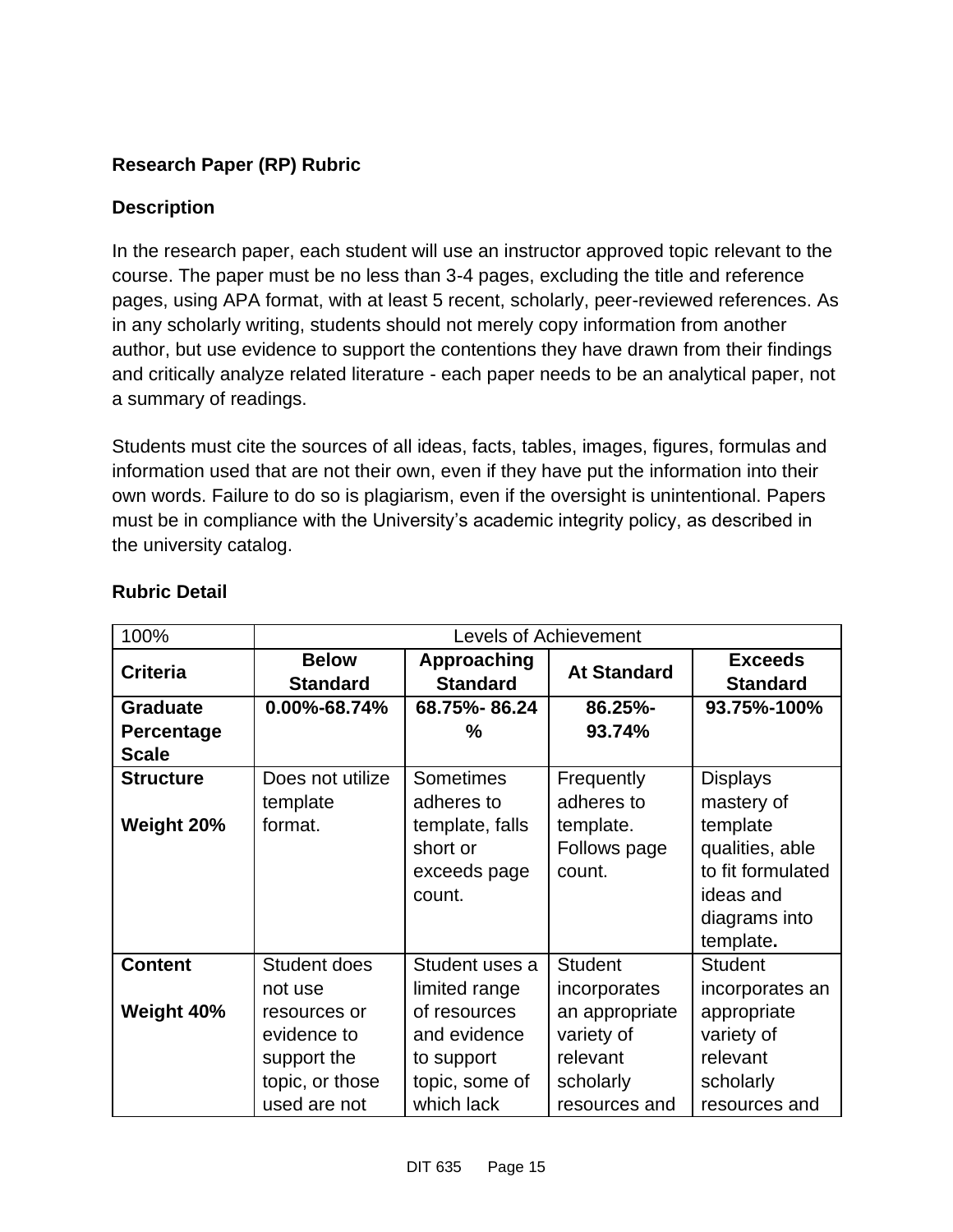**Research Paper (RP) Rubric**

**Description**

In the research paper, each student will use an instructor approved topic relevant to the course. The paper must be no less than 3-4 pages, excluding the title and reference pages, using APA format, with at least 5 recent, scholarly, peer-reviewed references. As in any scholarly writing, students should not merely copy information from another author, but use evidence to support the contentions they have drawn from their findings and critically analyze related literature - each paper needs to be an analytical paper, not a summary of readings.

Students must cite the sources of all ideas, facts, tables, images, figures, formulas and information used that are not their own, even if they have put the information into their own words. Failure to do so is plagiarism, even if the oversight is unintentional. Papers must be in compliance with the University's academic integrity policy, as described in the university catalog.

**Rubric Detail**

| 100% | Levels of Achievement | | | |
|---|---|---|---|---|
| **Criteria** | **Below Standard** | **Approaching Standard** | **At Standard** | **Exceeds Standard** |
| **Graduate Percentage Scale** | **0.00%-68.74%** | **68.75%- 86.24 %** | **86.25%- 93.74%** | **93.75%-100%** |
| **Structure**<br><br>**Weight 20%** | Does not utilize template format. | Sometimes adheres to template, falls short or exceeds page count. | Frequently adheres to template. Follows page count. | Displays mastery of template qualities, able to fit formulated ideas and diagrams into template**.** |
| **Content**<br><br>**Weight 40%** | Student does not use resources or evidence to support the topic, or those used are not | Student uses a limited range of resources and evidence to support topic, some of which lack | Student incorporates an appropriate variety of relevant scholarly resources and | Student incorporates an appropriate variety of relevant scholarly resources and |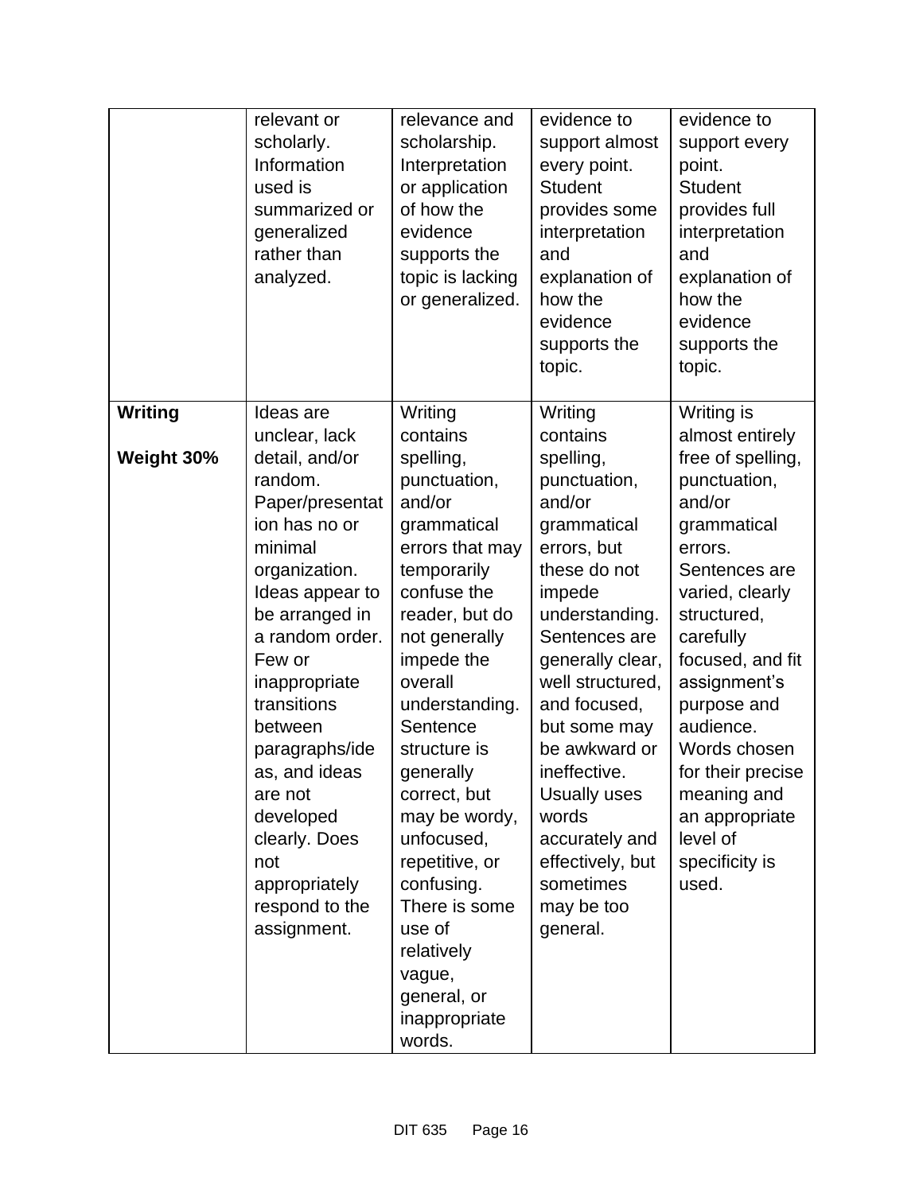| | | | | |
|---|---|---|---|---|
| | relevant or scholarly. Information used is summarized or generalized rather than analyzed. | relevance and scholarship. Interpretation or application of how the evidence supports the topic is lacking or generalized. | evidence to support almost every point. Student provides some interpretation and explanation of how the evidence supports the topic. | evidence to support every point. Student provides full interpretation and explanation of how the evidence supports the topic. |
| **Writing** **Weight 30%** | Ideas are unclear, lack detail, and/or random. Paper/presentation has no or minimal organization. Ideas appear to be arranged in a random order. Few or inappropriate transitions between paragraphs/ideas, and ideas are not developed clearly. Does not appropriately respond to the assignment. | Writing contains spelling, punctuation, and/or grammatical errors that may temporarily confuse the reader, but do not generally impede the overall understanding. Sentence structure is generally correct, but may be wordy, unfocused, repetitive, or confusing. There is some use of relatively vague, general, or inappropriate words. | Writing contains spelling, punctuation, and/or grammatical errors, but these do not impede understanding. Sentences are generally clear, well structured, and focused, but some may be awkward or ineffective. Usually uses words accurately and effectively, but sometimes may be too general. | Writing is almost entirely free of spelling, punctuation, and/or grammatical errors. Sentences are varied, clearly structured, carefully focused, and fit assignment's purpose and audience. Words chosen for their precise meaning and an appropriate level of specificity is used. |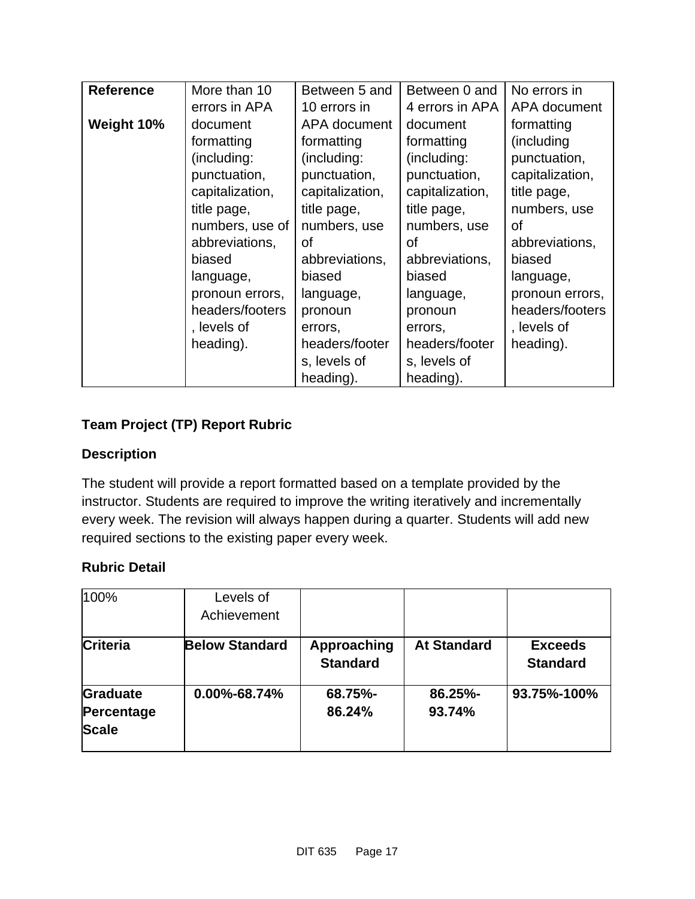| Reference<br><br>Weight 10% | More than 10 errors in APA document formatting (including: punctuation, capitalization, title page, numbers, use of abbreviations, biased language, pronoun errors, headers/footers, levels of heading). | Between 5 and 10 errors in APA document formatting (including: punctuation, capitalization, title page, numbers, use of abbreviations, biased language, pronoun errors, headers/footers, levels of heading). | Between 0 and 4 errors in APA document formatting (including: punctuation, capitalization, title page, numbers, use of abbreviations, biased language, pronoun errors, headers/footers, levels of heading). | No errors in APA document formatting (including punctuation, capitalization, title page, numbers, use of abbreviations, biased language, pronoun errors, headers/footers, levels of heading). |
|---|---|---|---|---|

**Team Project (TP) Report Rubric**

**Description**

The student will provide a report formatted based on a template provided by the instructor. Students are required to improve the writing iteratively and incrementally every week. The revision will always happen during a quarter. Students will add new required sections to the existing paper every week.

**Rubric Detail**

| 100% | Levels of Achievement | | | |
|---|---|---|---|---|
| **Criteria** | **Below Standard** | **Approaching Standard** | **At Standard** | **Exceeds Standard** |
| **Graduate Percentage Scale** | **0.00%-68.74%** | **68.75%-86.24%** | **86.25%-93.74%** | **93.75%-100%** |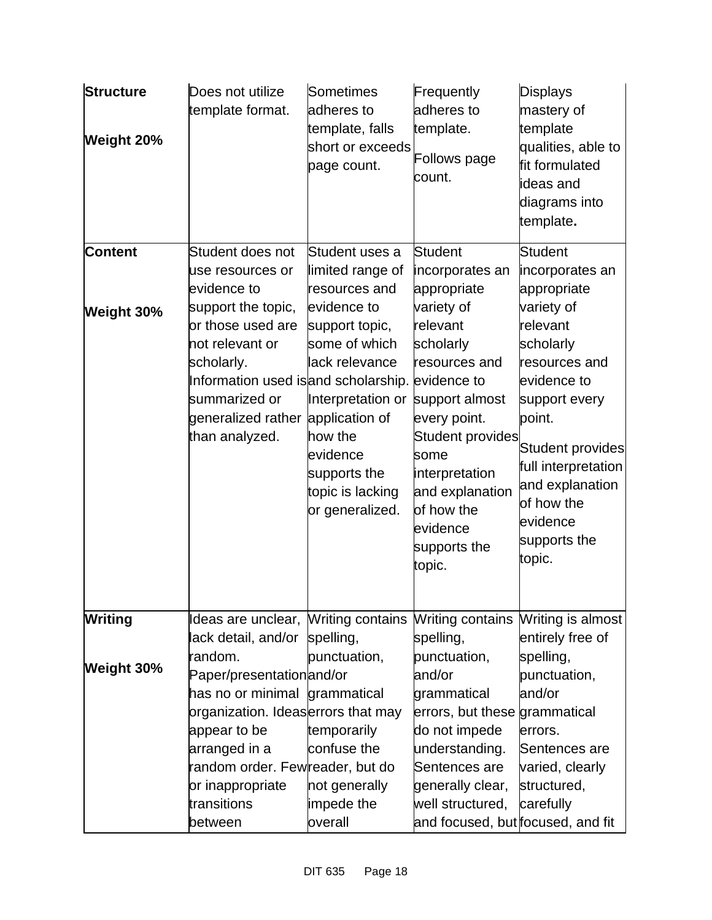| **Structure**<br><br>**Weight 20%** | Does not utilize template format. | Sometimes adheres to template, falls short or exceeds page count. | Frequently adheres to template.<br><br>Follows page count. | Displays mastery of template qualities, able to fit formulated ideas and diagrams into template**.** |
|---|---|---|---|---|
| **Content**<br><br>**Weight 30%** | Student does not use resources or evidence to support the topic, or those used are not relevant or scholarly. Information used is summarized or generalized rather than analyzed. | Student uses a limited range of resources and evidence to support topic, some of which lack relevance and scholarship. Interpretation or application of how the evidence supports the topic is lacking or generalized. | Student incorporates an appropriate variety of relevant scholarly resources and evidence to support almost every point. Student provides some interpretation and explanation of how the evidence supports the topic. | Student incorporates an appropriate variety of relevant scholarly resources and evidence to support every point.<br><br>Student provides full interpretation and explanation of how the evidence supports the topic. |
| **Writing**<br><br>**Weight 30%** | Ideas are unclear, lack detail, and/or random. Paper/presentation has no or minimal organization. Ideas appear to be arranged in a random order. Few or inappropriate transitions between | Writing contains spelling, punctuation, and/or grammatical errors that may temporarily confuse the reader, but do not generally impede the overall | Writing contains spelling, punctuation, and/or grammatical errors, but these do not impede understanding. Sentences are generally clear, well structured, and focused, but | Writing is almost entirely free of spelling, punctuation, and/or grammatical errors. Sentences are varied, clearly structured, carefully focused, and fit |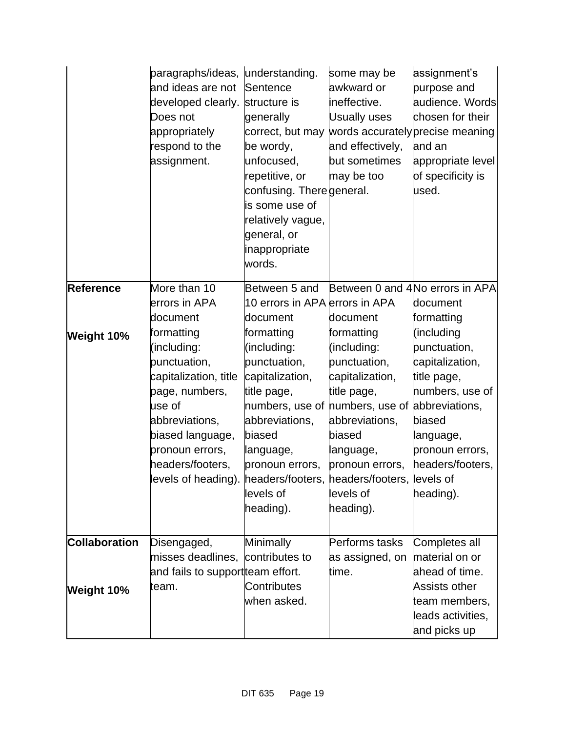| | | | | |
|---|---|---|---|---|
| | paragraphs/ideas, and ideas are not developed clearly. Does not appropriately respond to the assignment. | understanding. Sentence structure is generally correct, but may be wordy, unfocused, repetitive, or confusing. There is some use of relatively vague, general, or inappropriate words. | some may be awkward or ineffective. Usually uses words accurately and effectively, but sometimes may be too general. | assignment's purpose and audience. Words chosen for their precise meaning and an appropriate level of specificity is used. |
| **Reference**<br><br>**Weight 10%** | More than 10 errors in APA document formatting (including: punctuation, capitalization, title page, numbers, use of abbreviations, biased language, pronoun errors, headers/footers, levels of heading). | Between 5 and 10 errors in APA document formatting (including: punctuation, capitalization, title page, numbers, use of abbreviations, biased language, pronoun errors, headers/footers, levels of heading). | Between 0 and 4 errors in APA document formatting (including: punctuation, capitalization, title page, numbers, use of abbreviations, biased language, pronoun errors, headers/footers, levels of heading). | No errors in APA document formatting (including punctuation, capitalization, title page, numbers, use of abbreviations, biased language, pronoun errors, headers/footers, levels of heading). |
| **Collaboration**<br><br>**Weight 10%** | Disengaged, misses deadlines, and fails to support team. | Minimally contributes to team effort. Contributes when asked. | Performs tasks as assigned, on time. | Completes all material on or ahead of time. Assists other team members, leads activities, and picks up |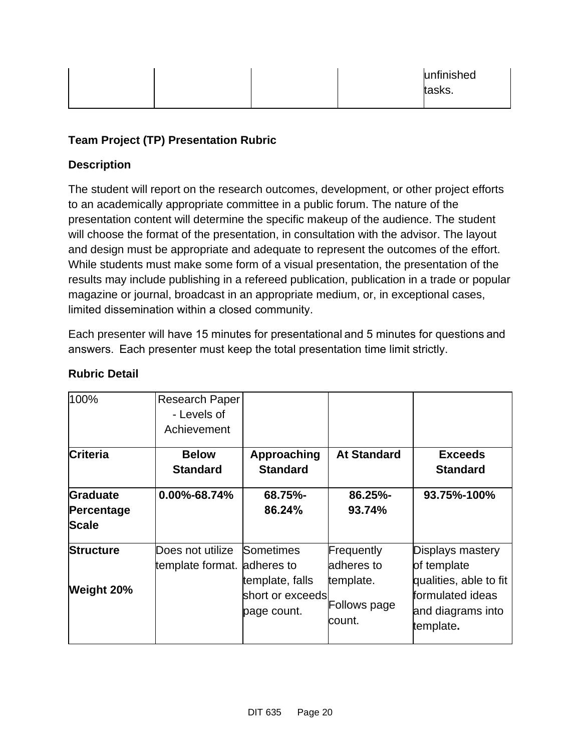| | | | | unfinished tasks. |
|---|---|---|---|---|

**Team Project (TP) Presentation Rubric**

**Description**

The student will report on the research outcomes, development, or other project efforts to an academically appropriate committee in a public forum. The nature of the presentation content will determine the specific makeup of the audience. The student will choose the format of the presentation, in consultation with the advisor. The layout and design must be appropriate and adequate to represent the outcomes of the effort. While students must make some form of a visual presentation, the presentation of the results may include publishing in a refereed publication, publication in a trade or popular magazine or journal, broadcast in an appropriate medium, or, in exceptional cases, limited dissemination within a closed community.

Each presenter will have 15 minutes for presentational and 5 minutes for questions and answers. Each presenter must keep the total presentation time limit strictly.

**Rubric Detail**

| 100% | Research Paper - Levels of Achievement | | | |
|---|---|---|---|---|
| **Criteria** | **Below Standard** | **Approaching Standard** | **At Standard** | **Exceeds Standard** |
| **Graduate Percentage Scale** | **0.00%-68.74%** | **68.75%-86.24%** | **86.25%-93.74%** | **93.75%-100%** |
| **Structure**<br><br>**Weight 20%** | Does not utilize template format. | Sometimes adheres to template, falls short or exceeds page count. | Frequently adheres to template.<br><br>Follows page count. | Displays mastery of template qualities, able to fit formulated ideas and diagrams into template**.** |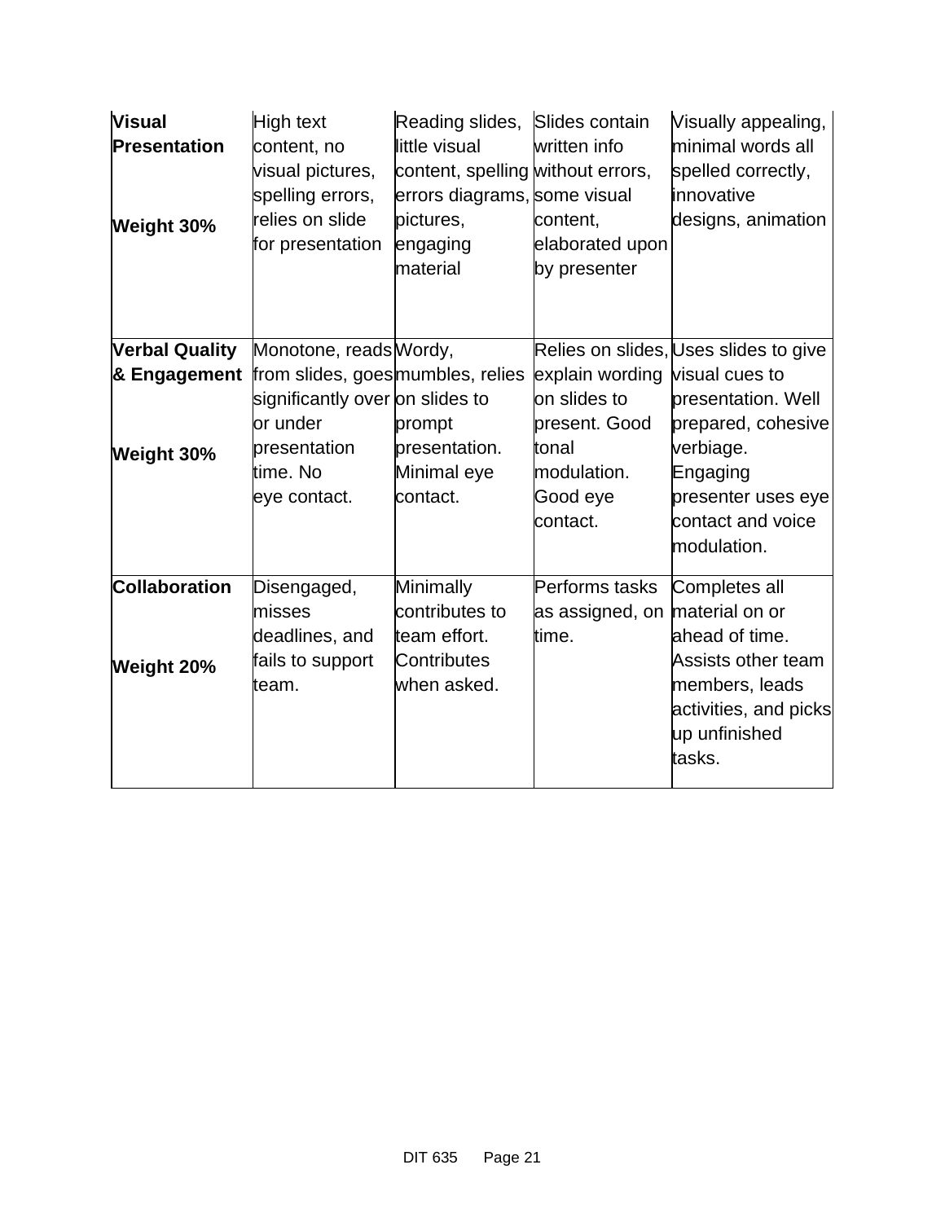| | | | | |
|---|---|---|---|---|
| **Visual Presentation**<br><br>**Weight 30%** | High text content, no visual pictures, spelling errors, relies on slide for presentation | Reading slides, little visual content, spelling errors diagrams, pictures, engaging material | Slides contain written info without errors, some visual content, elaborated upon by presenter | Visually appealing, minimal words all spelled correctly, innovative designs, animation |
| **Verbal Quality & Engagement**<br><br>**Weight 30%** | Monotone, reads from slides, goes significantly over or under presentation time. No eye contact. | Wordy, mumbles, relies on slides to prompt presentation. Minimal eye contact. | Relies on slides, explain wording on slides to present. Good tonal modulation. Good eye contact. | Uses slides to give visual cues to presentation. Well prepared, cohesive verbiage. Engaging presenter uses eye contact and voice modulation. |
| **Collaboration**<br><br>**Weight 20%** | Disengaged, misses deadlines, and fails to support team. | Minimally contributes to team effort. Contributes when asked. | Performs tasks as assigned, on time. | Completes all material on or ahead of time. Assists other team members, leads activities, and picks up unfinished tasks. |